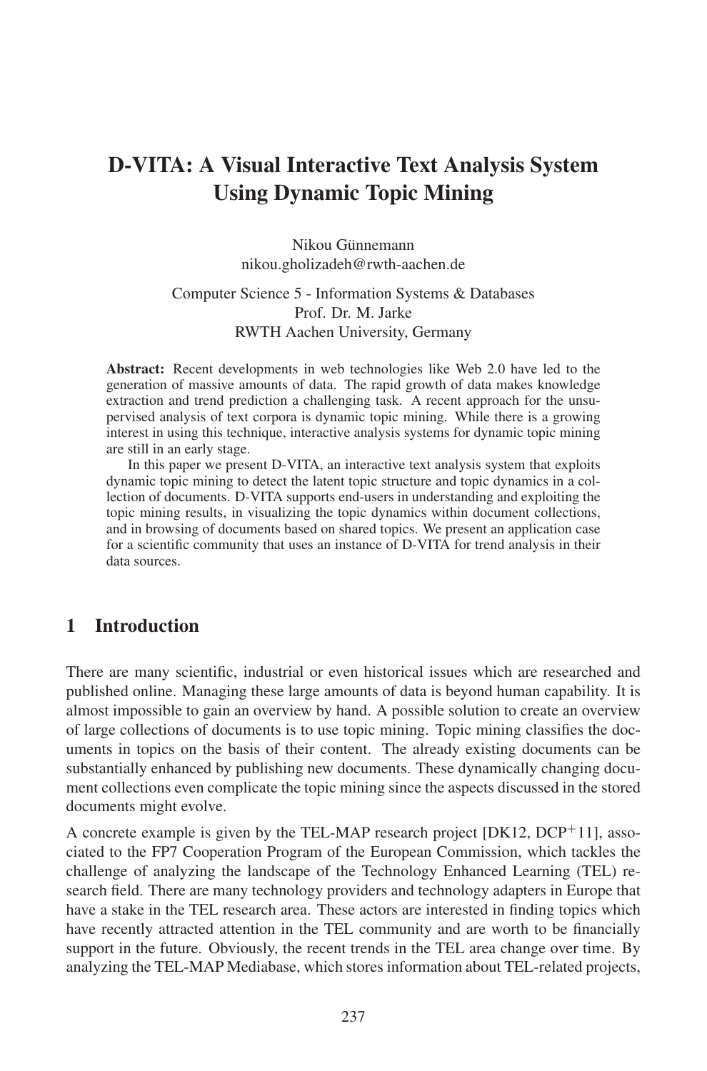# D-VITA: A Visual Interactive Text Analysis System Using Dynamic Topic Mining

Nikou Günnemann
nikou.gholizadeh@rwth-aachen.de

Computer Science 5 - Information Systems & Databases
Prof. Dr. M. Jarke
RWTH Aachen University, Germany

**Abstract:** Recent developments in web technologies like Web 2.0 have led to the generation of massive amounts of data. The rapid growth of data makes knowledge extraction and trend prediction a challenging task. A recent approach for the unsupervised analysis of text corpora is dynamic topic mining. While there is a growing interest in using this technique, interactive analysis systems for dynamic topic mining are still in an early stage.

In this paper we present D-VITA, an interactive text analysis system that exploits dynamic topic mining to detect the latent topic structure and topic dynamics in a collection of documents. D-VITA supports end-users in understanding and exploiting the topic mining results, in visualizing the topic dynamics within document collections, and in browsing of documents based on shared topics. We present an application case for a scientific community that uses an instance of D-VITA for trend analysis in their data sources.

## 1 Introduction

There are many scientific, industrial or even historical issues which are researched and published online. Managing these large amounts of data is beyond human capability. It is almost impossible to gain an overview by hand. A possible solution to create an overview of large collections of documents is to use topic mining. Topic mining classifies the documents in topics on the basis of their content. The already existing documents can be substantially enhanced by publishing new documents. These dynamically changing document collections even complicate the topic mining since the aspects discussed in the stored documents might evolve.

A concrete example is given by the TEL-MAP research project [DK12, DCP$^+$11], associated to the FP7 Cooperation Program of the European Commission, which tackles the challenge of analyzing the landscape of the Technology Enhanced Learning (TEL) research field. There are many technology providers and technology adapters in Europe that have a stake in the TEL research area. These actors are interested in finding topics which have recently attracted attention in the TEL community and are worth to be financially support in the future. Obviously, the recent trends in the TEL area change over time. By analyzing the TEL-MAP Mediabase, which stores information about TEL-related projects,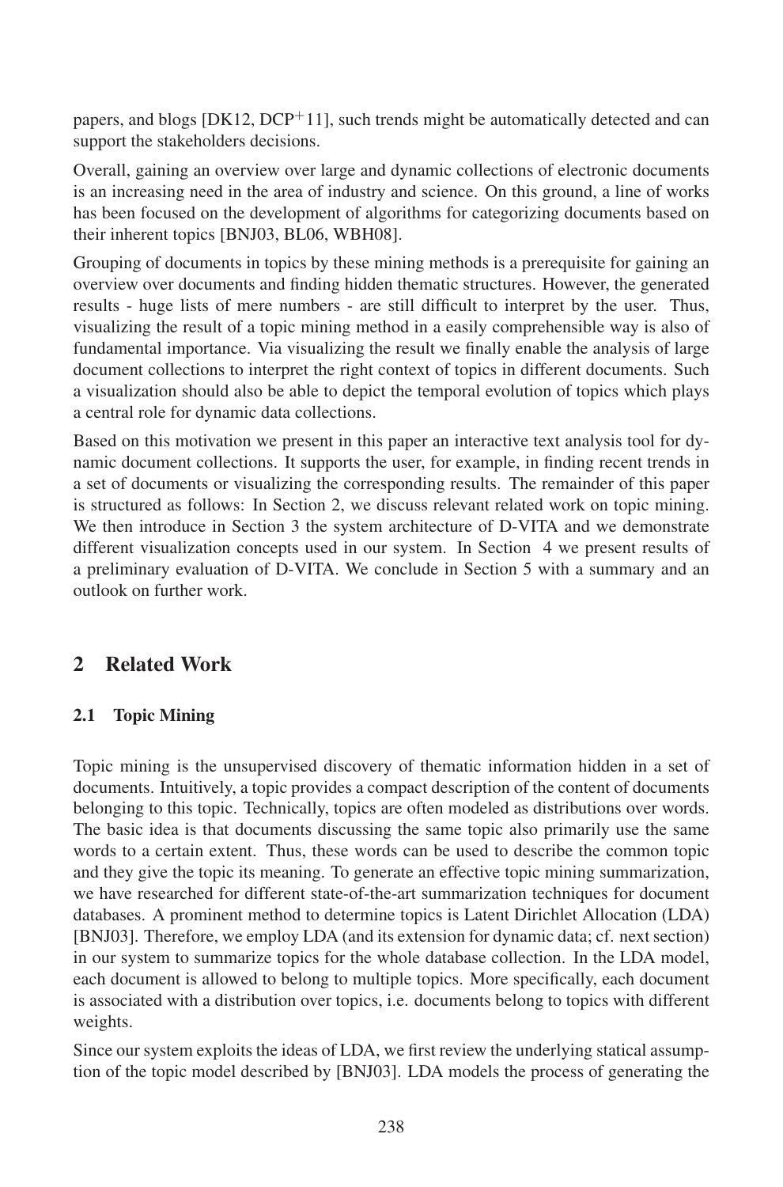papers, and blogs [DK12, DCP+11], such trends might be automatically detected and can support the stakeholders decisions.

Overall, gaining an overview over large and dynamic collections of electronic documents is an increasing need in the area of industry and science. On this ground, a line of works has been focused on the development of algorithms for categorizing documents based on their inherent topics [BNJ03, BL06, WBH08].

Grouping of documents in topics by these mining methods is a prerequisite for gaining an overview over documents and finding hidden thematic structures. However, the generated results - huge lists of mere numbers - are still difficult to interpret by the user. Thus, visualizing the result of a topic mining method in a easily comprehensible way is also of fundamental importance. Via visualizing the result we finally enable the analysis of large document collections to interpret the right context of topics in different documents. Such a visualization should also be able to depict the temporal evolution of topics which plays a central role for dynamic data collections.

Based on this motivation we present in this paper an interactive text analysis tool for dynamic document collections. It supports the user, for example, in finding recent trends in a set of documents or visualizing the corresponding results. The remainder of this paper is structured as follows: In Section 2, we discuss relevant related work on topic mining. We then introduce in Section 3 the system architecture of D-VITA and we demonstrate different visualization concepts used in our system. In Section 4 we present results of a preliminary evaluation of D-VITA. We conclude in Section 5 with a summary and an outlook on further work.

## 2 Related Work

### 2.1 Topic Mining

Topic mining is the unsupervised discovery of thematic information hidden in a set of documents. Intuitively, a topic provides a compact description of the content of documents belonging to this topic. Technically, topics are often modeled as distributions over words. The basic idea is that documents discussing the same topic also primarily use the same words to a certain extent. Thus, these words can be used to describe the common topic and they give the topic its meaning. To generate an effective topic mining summarization, we have researched for different state-of-the-art summarization techniques for document databases. A prominent method to determine topics is Latent Dirichlet Allocation (LDA) [BNJ03]. Therefore, we employ LDA (and its extension for dynamic data; cf. next section) in our system to summarize topics for the whole database collection. In the LDA model, each document is allowed to belong to multiple topics. More specifically, each document is associated with a distribution over topics, i.e. documents belong to topics with different weights.

Since our system exploits the ideas of LDA, we first review the underlying statical assumption of the topic model described by [BNJ03]. LDA models the process of generating the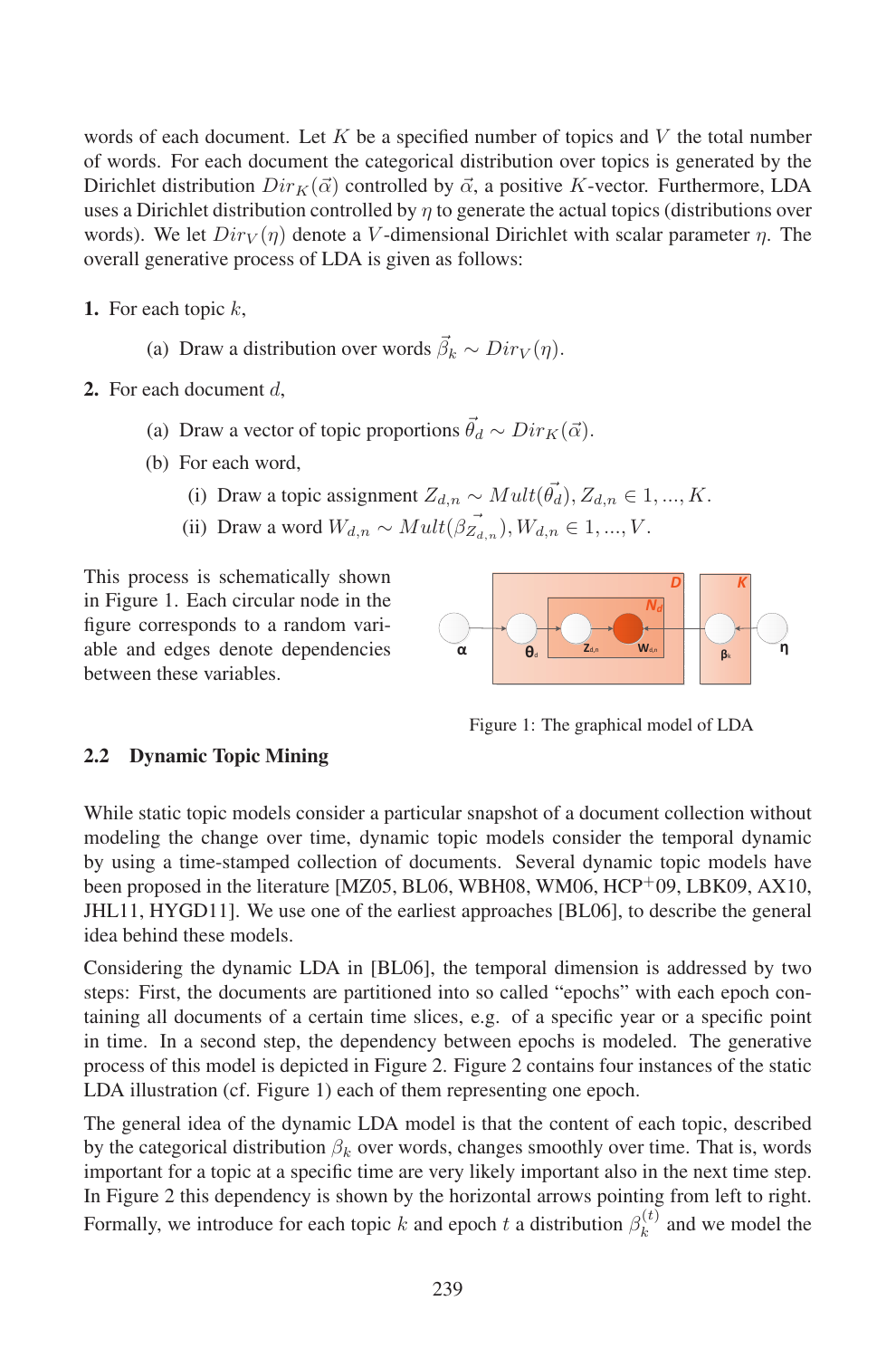words of each document. Let $K$ be a specified number of topics and $V$ the total number of words. For each document the categorical distribution over topics is generated by the Dirichlet distribution $Dir_K(\vec{\alpha})$ controlled by $\vec{\alpha}$, a positive $K$-vector. Furthermore, LDA uses a Dirichlet distribution controlled by $\eta$ to generate the actual topics (distributions over words). We let $Dir_V(\eta)$ denote a $V$-dimensional Dirichlet with scalar parameter $\eta$. The overall generative process of LDA is given as follows:

**1.** For each topic $k$,

   (a) Draw a distribution over words $\vec{\beta}_k \sim Dir_V(\eta)$.

**2.** For each document $d$,

   (a) Draw a vector of topic proportions $\vec{\theta}_d \sim Dir_K(\vec{\alpha})$.

   (b) For each word,

      (i) Draw a topic assignment $Z_{d,n} \sim Mult(\vec{\theta}_d), Z_{d,n} \in 1, ..., K$.

      (ii) Draw a word $W_{d,n} \sim Mult(\vec{\beta_{Z_{d,n}}}), W_{d,n} \in 1, ..., V$.

This process is schematically shown in Figure 1. Each circular node in the figure corresponds to a random variable and edges denote dependencies between these variables.

Figure 1: The graphical model of LDA

## 2.2 Dynamic Topic Mining

While static topic models consider a particular snapshot of a document collection without modeling the change over time, dynamic topic models consider the temporal dynamic by using a time-stamped collection of documents. Several dynamic topic models have been proposed in the literature [MZ05, BL06, WBH08, WM06, HCP+09, LBK09, AX10, JHL11, HYGD11]. We use one of the earliest approaches [BL06], to describe the general idea behind these models.

Considering the dynamic LDA in [BL06], the temporal dimension is addressed by two steps: First, the documents are partitioned into so called "epochs" with each epoch containing all documents of a certain time slices, e.g. of a specific year or a specific point in time. In a second step, the dependency between epochs is modeled. The generative process of this model is depicted in Figure 2. Figure 2 contains four instances of the static LDA illustration (cf. Figure 1) each of them representing one epoch.

The general idea of the dynamic LDA model is that the content of each topic, described by the categorical distribution $\beta_k$ over words, changes smoothly over time. That is, words important for a topic at a specific time are very likely important also in the next time step. In Figure 2 this dependency is shown by the horizontal arrows pointing from left to right. Formally, we introduce for each topic $k$ and epoch $t$ a distribution $\beta_k^{(t)}$ and we model the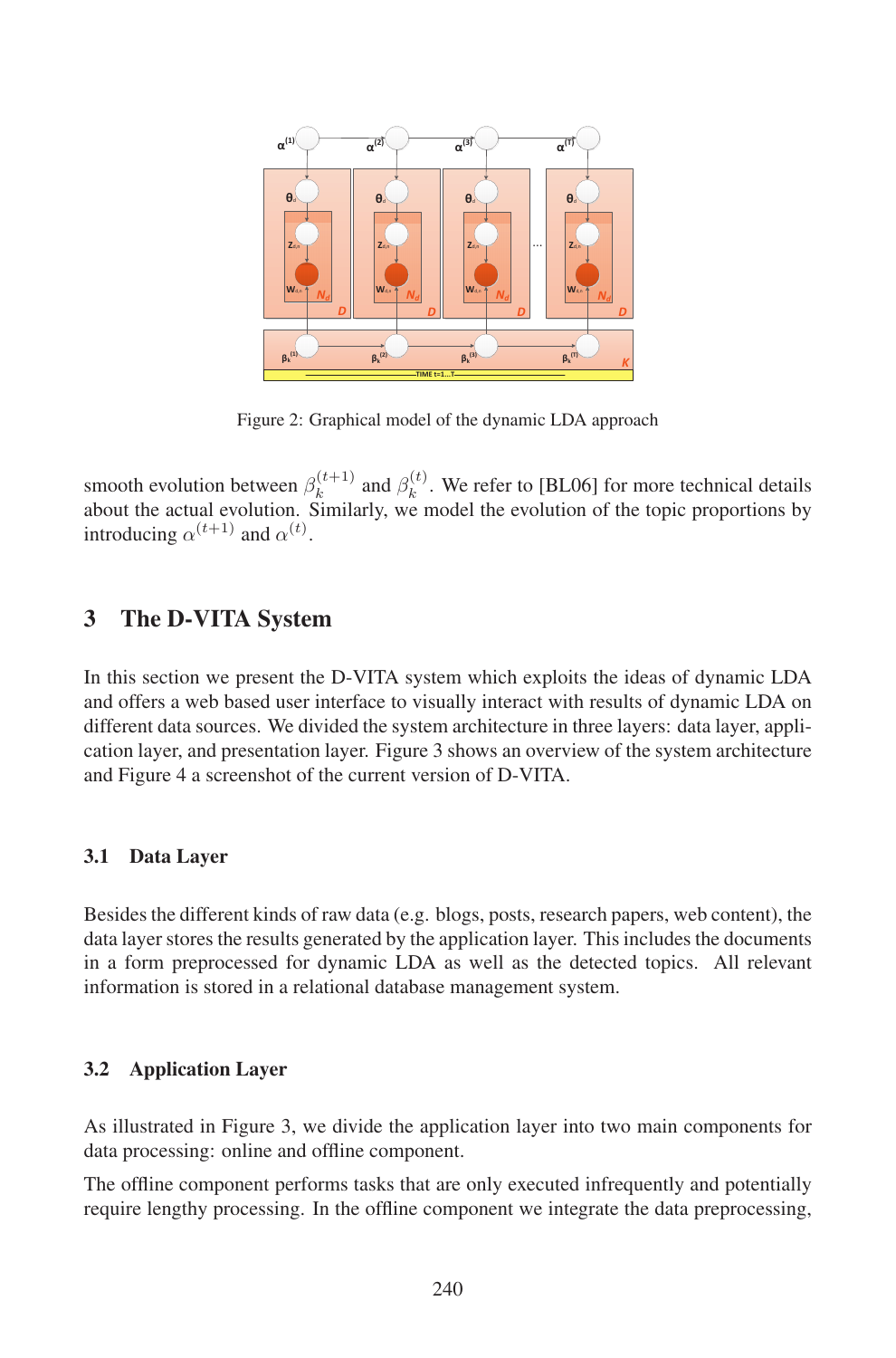Figure 2: Graphical model of the dynamic LDA approach

smooth evolution between $\beta_k^{(t+1)}$ and $\beta_k^{(t)}$. We refer to [BL06] for more technical details about the actual evolution. Similarly, we model the evolution of the topic proportions by introducing $\alpha^{(t+1)}$ and $\alpha^{(t)}$.

## 3 The D-VITA System

In this section we present the D-VITA system which exploits the ideas of dynamic LDA and offers a web based user interface to visually interact with results of dynamic LDA on different data sources. We divided the system architecture in three layers: data layer, application layer, and presentation layer. Figure 3 shows an overview of the system architecture and Figure 4 a screenshot of the current version of D-VITA.

### 3.1 Data Layer

Besides the different kinds of raw data (e.g. blogs, posts, research papers, web content), the data layer stores the results generated by the application layer. This includes the documents in a form preprocessed for dynamic LDA as well as the detected topics. All relevant information is stored in a relational database management system.

### 3.2 Application Layer

As illustrated in Figure 3, we divide the application layer into two main components for data processing: online and offline component.

The offline component performs tasks that are only executed infrequently and potentially require lengthy processing. In the offline component we integrate the data preprocessing,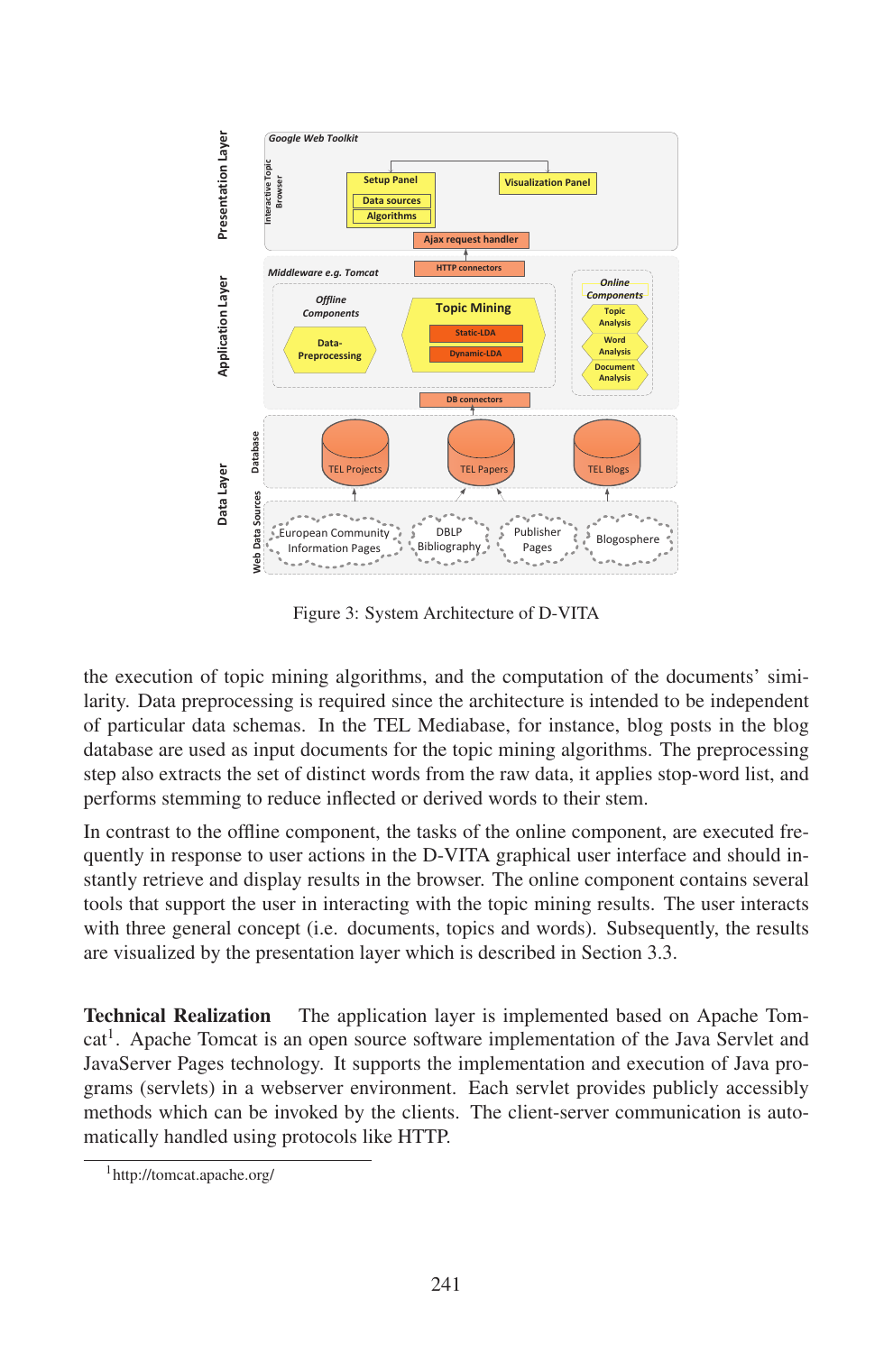Figure 3: System Architecture of D-VITA

the execution of topic mining algorithms, and the computation of the documents' similarity. Data preprocessing is required since the architecture is intended to be independent of particular data schemas. In the TEL Mediabase, for instance, blog posts in the blog database are used as input documents for the topic mining algorithms. The preprocessing step also extracts the set of distinct words from the raw data, it applies stop-word list, and performs stemming to reduce inflected or derived words to their stem.

In contrast to the offline component, the tasks of the online component, are executed frequently in response to user actions in the D-VITA graphical user interface and should instantly retrieve and display results in the browser. The online component contains several tools that support the user in interacting with the topic mining results. The user interacts with three general concept (i.e. documents, topics and words). Subsequently, the results are visualized by the presentation layer which is described in Section 3.3.

**Technical Realization** The application layer is implemented based on Apache Tomcat[1]. Apache Tomcat is an open source software implementation of the Java Servlet and JavaServer Pages technology. It supports the implementation and execution of Java programs (servlets) in a webserver environment. Each servlet provides publicly accessibly methods which can be invoked by the clients. The client-server communication is automatically handled using protocols like HTTP.

[1] http://tomcat.apache.org/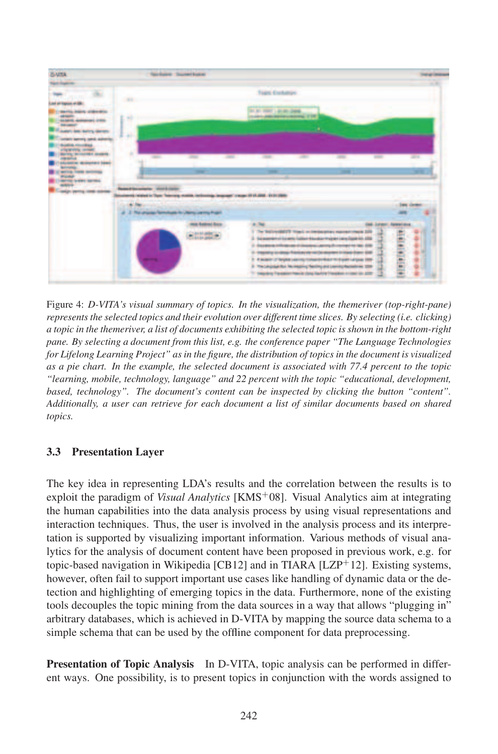Figure 4: *D-VITA's visual summary of topics. In the visualization, the themeriver (top-right-pane) represents the selected topics and their evolution over different time slices. By selecting (i.e. clicking) a topic in the themeriver, a list of documents exhibiting the selected topic is shown in the bottom-right pane. By selecting a document from this list, e.g. the conference paper "The Language Technologies for Lifelong Learning Project" as in the figure, the distribution of topics in the document is visualized as a pie chart. In the example, the selected document is associated with 77.4 percent to the topic "learning, mobile, technology, language" and 22 percent with the topic "educational, development, based, technology". The document's content can be inspected by clicking the button "content". Additionally, a user can retrieve for each document a list of similar documents based on shared topics.*

### 3.3 Presentation Layer

The key idea in representing LDA's results and the correlation between the results is to exploit the paradigm of *Visual Analytics* [KMS+08]. Visual Analytics aim at integrating the human capabilities into the data analysis process by using visual representations and interaction techniques. Thus, the user is involved in the analysis process and its interpretation is supported by visualizing important information. Various methods of visual analytics for the analysis of document content have been proposed in previous work, e.g. for topic-based navigation in Wikipedia [CB12] and in TIARA [LZP+12]. Existing systems, however, often fail to support important use cases like handling of dynamic data or the detection and highlighting of emerging topics in the data. Furthermore, none of the existing tools decouples the topic mining from the data sources in a way that allows "plugging in" arbitrary databases, which is achieved in D-VITA by mapping the source data schema to a simple schema that can be used by the offline component for data preprocessing.

**Presentation of Topic Analysis** In D-VITA, topic analysis can be performed in different ways. One possibility, is to present topics in conjunction with the words assigned to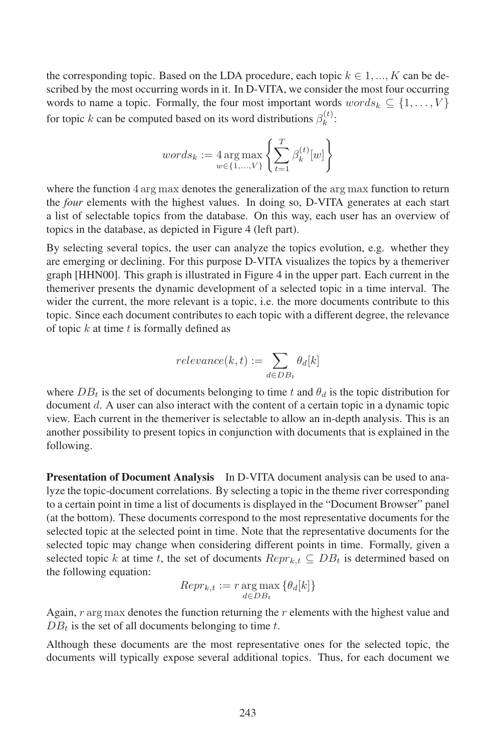the corresponding topic. Based on the LDA procedure, each topic $k \in 1, ..., K$ can be described by the most occurring words in it. In D-VITA, we consider the most four occurring words to name a topic. Formally, the four most important words $words_k \subseteq \{1, \ldots, V\}$ for topic $k$ can be computed based on its word distributions $\beta_k^{(t)}$:

$$words_k := 4 \operatorname*{arg\,max}_{w \in \{1,\ldots,V\}} \left\{ \sum_{t=1}^{T} \beta_k^{(t)}[w] \right\}$$

where the function $4 \arg\max$ denotes the generalization of the $\arg\max$ function to return the *four* elements with the highest values. In doing so, D-VITA generates at each start a list of selectable topics from the database. On this way, each user has an overview of topics in the database, as depicted in Figure 4 (left part).

By selecting several topics, the user can analyze the topics evolution, e.g. whether they are emerging or declining. For this purpose D-VITA visualizes the topics by a themeriver graph [HHN00]. This graph is illustrated in Figure 4 in the upper part. Each current in the themeriver presents the dynamic development of a selected topic in a time interval. The wider the current, the more relevant is a topic, i.e. the more documents contribute to this topic. Since each document contributes to each topic with a different degree, the relevance of topic $k$ at time $t$ is formally defined as

$$relevance(k, t) := \sum_{d \in DB_t} \theta_d[k]$$

where $DB_t$ is the set of documents belonging to time $t$ and $\theta_d$ is the topic distribution for document $d$. A user can also interact with the content of a certain topic in a dynamic topic view. Each current in the themeriver is selectable to allow an in-depth analysis. This is an another possibility to present topics in conjunction with documents that is explained in the following.

**Presentation of Document Analysis** In D-VITA document analysis can be used to analyze the topic-document correlations. By selecting a topic in the theme river corresponding to a certain point in time a list of documents is displayed in the "Document Browser" panel (at the bottom). These documents correspond to the most representative documents for the selected topic at the selected point in time. Note that the representative documents for the selected topic may change when considering different points in time. Formally, given a selected topic $k$ at time $t$, the set of documents $Repr_{k,t} \subseteq DB_t$ is determined based on the following equation:

$$Repr_{k,t} := r \operatorname*{arg\,max}_{d \in DB_t} \{\theta_d[k]\}$$

Again, $r \arg\max$ denotes the function returning the $r$ elements with the highest value and $DB_t$ is the set of all documents belonging to time $t$.

Although these documents are the most representative ones for the selected topic, the documents will typically expose several additional topics. Thus, for each document we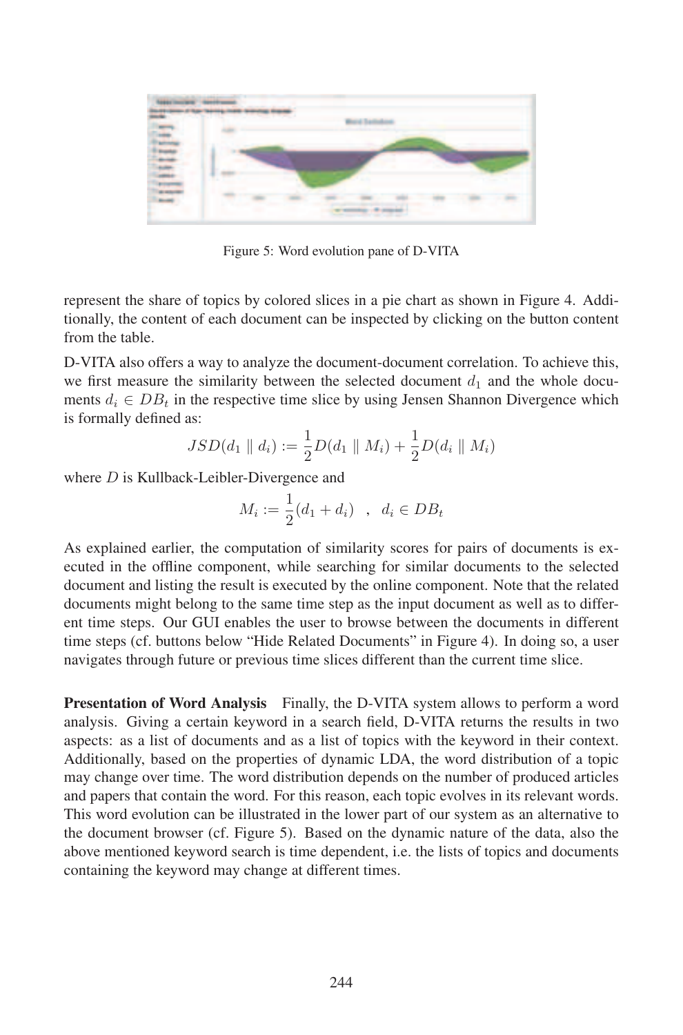Figure 5: Word evolution pane of D-VITA

represent the share of topics by colored slices in a pie chart as shown in Figure 4. Additionally, the content of each document can be inspected by clicking on the button content from the table.

D-VITA also offers a way to analyze the document-document correlation. To achieve this, we first measure the similarity between the selected document $d_1$ and the whole documents $d_i \in DB_t$ in the respective time slice by using Jensen Shannon Divergence which is formally defined as:

$$JSD(d_1 \parallel d_i) := \frac{1}{2}D(d_1 \parallel M_i) + \frac{1}{2}D(d_i \parallel M_i)$$

where $D$ is Kullback-Leibler-Divergence and

$$M_i := \frac{1}{2}(d_1 + d_i) \quad , \quad d_i \in DB_t$$

As explained earlier, the computation of similarity scores for pairs of documents is executed in the offline component, while searching for similar documents to the selected document and listing the result is executed by the online component. Note that the related documents might belong to the same time step as the input document as well as to different time steps. Our GUI enables the user to browse between the documents in different time steps (cf. buttons below "Hide Related Documents" in Figure 4). In doing so, a user navigates through future or previous time slices different than the current time slice.

**Presentation of Word Analysis** Finally, the D-VITA system allows to perform a word analysis. Giving a certain keyword in a search field, D-VITA returns the results in two aspects: as a list of documents and as a list of topics with the keyword in their context. Additionally, based on the properties of dynamic LDA, the word distribution of a topic may change over time. The word distribution depends on the number of produced articles and papers that contain the word. For this reason, each topic evolves in its relevant words. This word evolution can be illustrated in the lower part of our system as an alternative to the document browser (cf. Figure 5). Based on the dynamic nature of the data, also the above mentioned keyword search is time dependent, i.e. the lists of topics and documents containing the keyword may change at different times.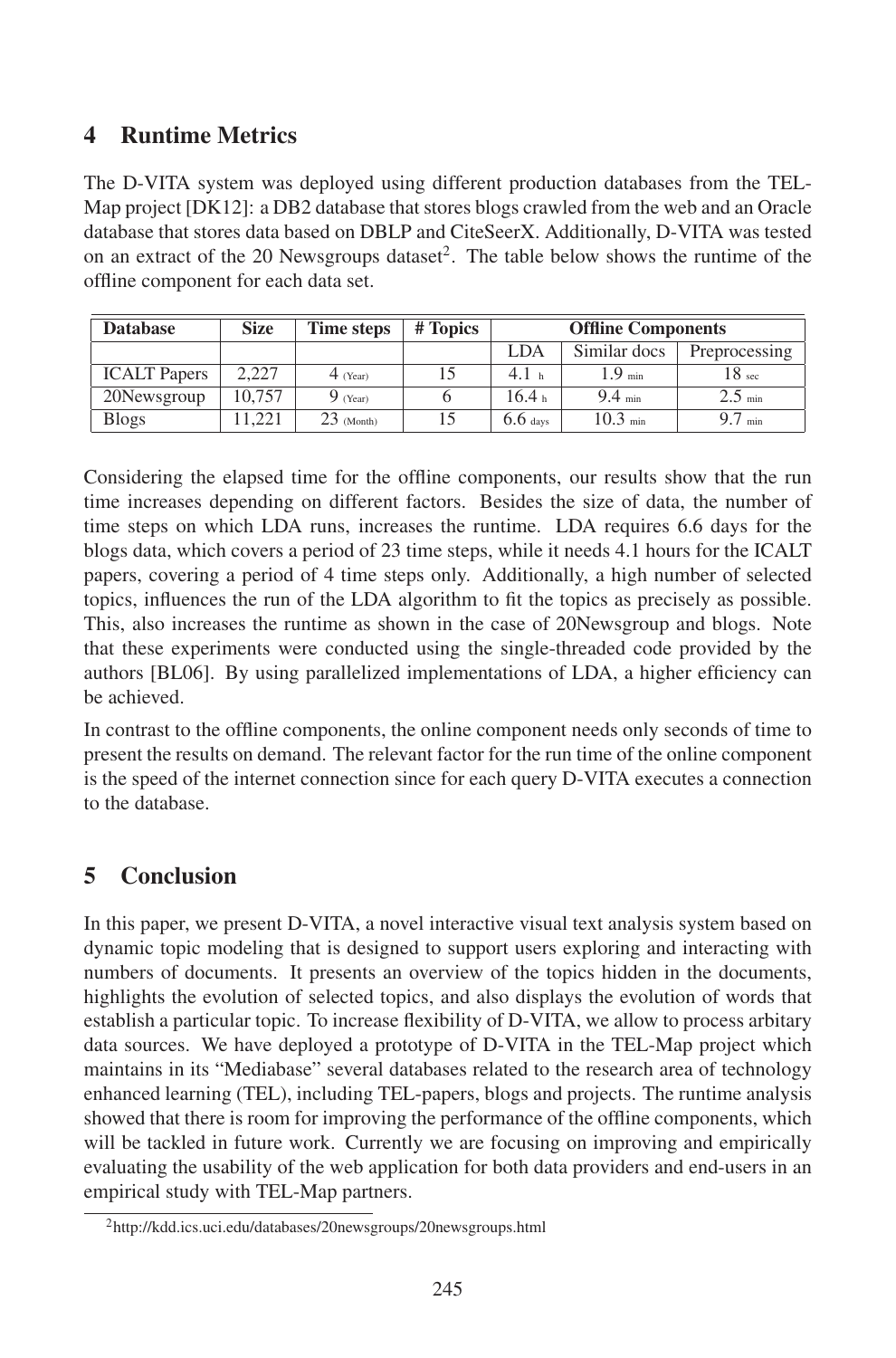## 4 Runtime Metrics

The D-VITA system was deployed using different production databases from the TEL-Map project [DK12]: a DB2 database that stores blogs crawled from the web and an Oracle database that stores data based on DBLP and CiteSeerX. Additionally, D-VITA was tested on an extract of the 20 Newsgroups dataset[2]. The table below shows the runtime of the offline component for each data set.

| Database | Size | Time steps | # Topics | Offline Components | | |
|---|---|---|---|---|---|---|
| | | | | LDA | Similar docs | Preprocessing |
| ICALT Papers | 2,227 | 4 (Year) | 15 | 4.1 h | 1.9 min | 18 sec |
| 20Newsgroup | 10,757 | 9 (Year) | 6 | 16.4 h | 9.4 min | 2.5 min |
| Blogs | 11,221 | 23 (Month) | 15 | 6.6 days | 10.3 min | 9.7 min |

Considering the elapsed time for the offline components, our results show that the run time increases depending on different factors. Besides the size of data, the number of time steps on which LDA runs, increases the runtime. LDA requires 6.6 days for the blogs data, which covers a period of 23 time steps, while it needs 4.1 hours for the ICALT papers, covering a period of 4 time steps only. Additionally, a high number of selected topics, influences the run of the LDA algorithm to fit the topics as precisely as possible. This, also increases the runtime as shown in the case of 20Newsgroup and blogs. Note that these experiments were conducted using the single-threaded code provided by the authors [BL06]. By using parallelized implementations of LDA, a higher efficiency can be achieved.

In contrast to the offline components, the online component needs only seconds of time to present the results on demand. The relevant factor for the run time of the online component is the speed of the internet connection since for each query D-VITA executes a connection to the database.

## 5 Conclusion

In this paper, we present D-VITA, a novel interactive visual text analysis system based on dynamic topic modeling that is designed to support users exploring and interacting with numbers of documents. It presents an overview of the topics hidden in the documents, highlights the evolution of selected topics, and also displays the evolution of words that establish a particular topic. To increase flexibility of D-VITA, we allow to process arbitary data sources. We have deployed a prototype of D-VITA in the TEL-Map project which maintains in its "Mediabase" several databases related to the research area of technology enhanced learning (TEL), including TEL-papers, blogs and projects. The runtime analysis showed that there is room for improving the performance of the offline components, which will be tackled in future work. Currently we are focusing on improving and empirically evaluating the usability of the web application for both data providers and end-users in an empirical study with TEL-Map partners.

[2] http://kdd.ics.uci.edu/databases/20newsgroups/20newsgroups.html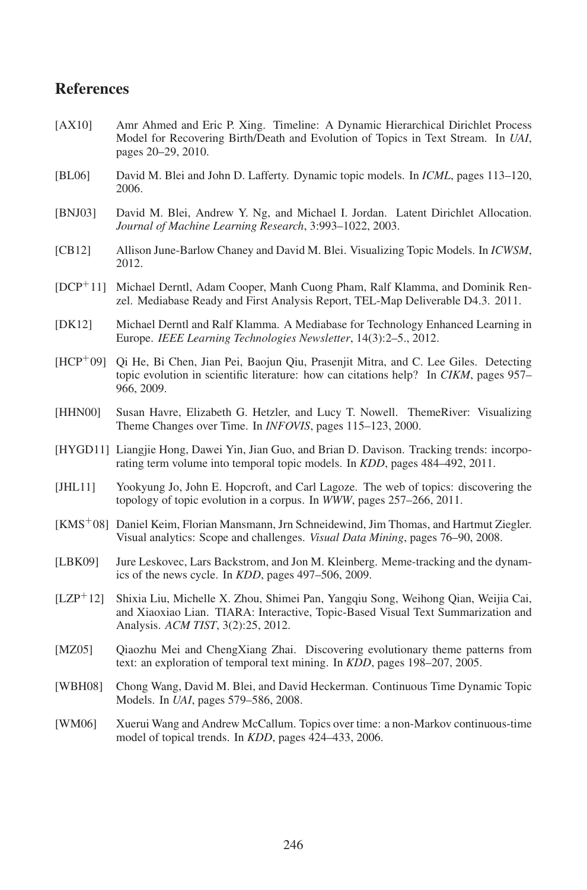## References

[AX10] Amr Ahmed and Eric P. Xing. Timeline: A Dynamic Hierarchical Dirichlet Process Model for Recovering Birth/Death and Evolution of Topics in Text Stream. In *UAI*, pages 20–29, 2010.

[BL06] David M. Blei and John D. Lafferty. Dynamic topic models. In *ICML*, pages 113–120, 2006.

[BNJ03] David M. Blei, Andrew Y. Ng, and Michael I. Jordan. Latent Dirichlet Allocation. *Journal of Machine Learning Research*, 3:993–1022, 2003.

[CB12] Allison June-Barlow Chaney and David M. Blei. Visualizing Topic Models. In *ICWSM*, 2012.

[DCP+11] Michael Derntl, Adam Cooper, Manh Cuong Pham, Ralf Klamma, and Dominik Renzel. Mediabase Ready and First Analysis Report, TEL-Map Deliverable D4.3. 2011.

[DK12] Michael Derntl and Ralf Klamma. A Mediabase for Technology Enhanced Learning in Europe. *IEEE Learning Technologies Newsletter*, 14(3):2–5., 2012.

[HCP+09] Qi He, Bi Chen, Jian Pei, Baojun Qiu, Prasenjit Mitra, and C. Lee Giles. Detecting topic evolution in scientific literature: how can citations help? In *CIKM*, pages 957–966, 2009.

[HHN00] Susan Havre, Elizabeth G. Hetzler, and Lucy T. Nowell. ThemeRiver: Visualizing Theme Changes over Time. In *INFOVIS*, pages 115–123, 2000.

[HYGD11] Liangjie Hong, Dawei Yin, Jian Guo, and Brian D. Davison. Tracking trends: incorporating term volume into temporal topic models. In *KDD*, pages 484–492, 2011.

[JHL11] Yookyung Jo, John E. Hopcroft, and Carl Lagoze. The web of topics: discovering the topology of topic evolution in a corpus. In *WWW*, pages 257–266, 2011.

[KMS+08] Daniel Keim, Florian Mansmann, Jrn Schneidewind, Jim Thomas, and Hartmut Ziegler. Visual analytics: Scope and challenges. *Visual Data Mining*, pages 76–90, 2008.

[LBK09] Jure Leskovec, Lars Backstrom, and Jon M. Kleinberg. Meme-tracking and the dynamics of the news cycle. In *KDD*, pages 497–506, 2009.

[LZP+12] Shixia Liu, Michelle X. Zhou, Shimei Pan, Yangqiu Song, Weihong Qian, Weijia Cai, and Xiaoxiao Lian. TIARA: Interactive, Topic-Based Visual Text Summarization and Analysis. *ACM TIST*, 3(2):25, 2012.

[MZ05] Qiaozhu Mei and ChengXiang Zhai. Discovering evolutionary theme patterns from text: an exploration of temporal text mining. In *KDD*, pages 198–207, 2005.

[WBH08] Chong Wang, David M. Blei, and David Heckerman. Continuous Time Dynamic Topic Models. In *UAI*, pages 579–586, 2008.

[WM06] Xuerui Wang and Andrew McCallum. Topics over time: a non-Markov continuous-time model of topical trends. In *KDD*, pages 424–433, 2006.